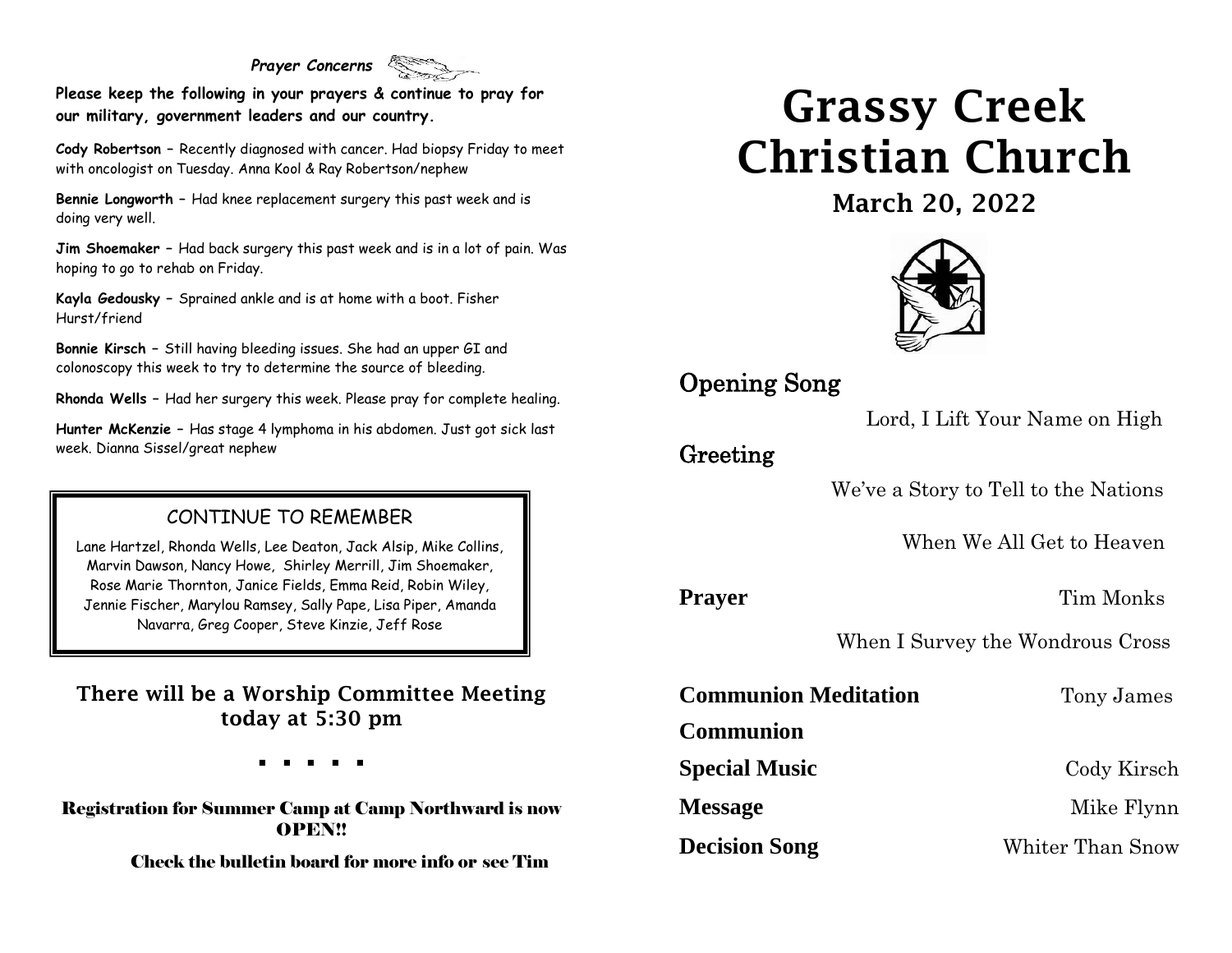*Prayer Concerns*

**Please keep the following in your prayers & continue to pray for our military, government leaders and our country.**

**Cody Robertson** – Recently diagnosed with cancer. Had biopsy Friday to meet with oncologist on Tuesday. Anna Kool & Ray Robertson/nephew

**Bennie Longworth** – Had knee replacement surgery this past week and is doing very well.

**Jim Shoemaker** – Had back surgery this past week and is in a lot of pain. Was hoping to go to rehab on Friday.

**Kayla Gedousky** – Sprained ankle and is at home with a boot. Fisher Hurst/friend

**Bonnie Kirsch** – Still having bleeding issues. She had an upper GI and colonoscopy this week to try to determine the source of bleeding.

**Rhonda Wells** – Had her surgery this week. Please pray for complete healing.

**Hunter McKenzie** – Has stage 4 lymphoma in his abdomen. Just got sick last week. Dianna Sissel/great nephew

## CONTINUE TO REMEMBER

Lane Hartzel, Rhonda Wells, Lee Deaton, Jack Alsip, Mike Collins, Marvin Dawson, Nancy Howe, Shirley Merrill, Jim Shoemaker, Rose Marie Thornton, Janice Fields, Emma Reid, Robin Wiley, Jennie Fischer, Marylou Ramsey, Sally Pape, Lisa Piper, Amanda Navarra, Greg Cooper, Steve Kinzie, Jeff Rose

**There will be a Worship Committee Meeting today at 5:30 pm**

▪ ▪ ▪ ▪ ▪

**Registration for Summer Camp at Camp Northward is now OPEN!!**

**Check the bulletin board for more info or see Tim**

# Grassy Creek Christian Church

## March 20, 2022

**Opening Song**

Lord, I Lift Your Name on High

**Greeting**

We've a Story to Tell to the Nations

When We All Get to Heaven

**Prayer** — Tim Monks

When I Survey the Wondrous Cross

**Communion Meditation** — Tony James

**Communion**

**Special Music** — Cody Kirsch

**Message** — Mike Flynn

**Decision Song** — Whiter Than Snow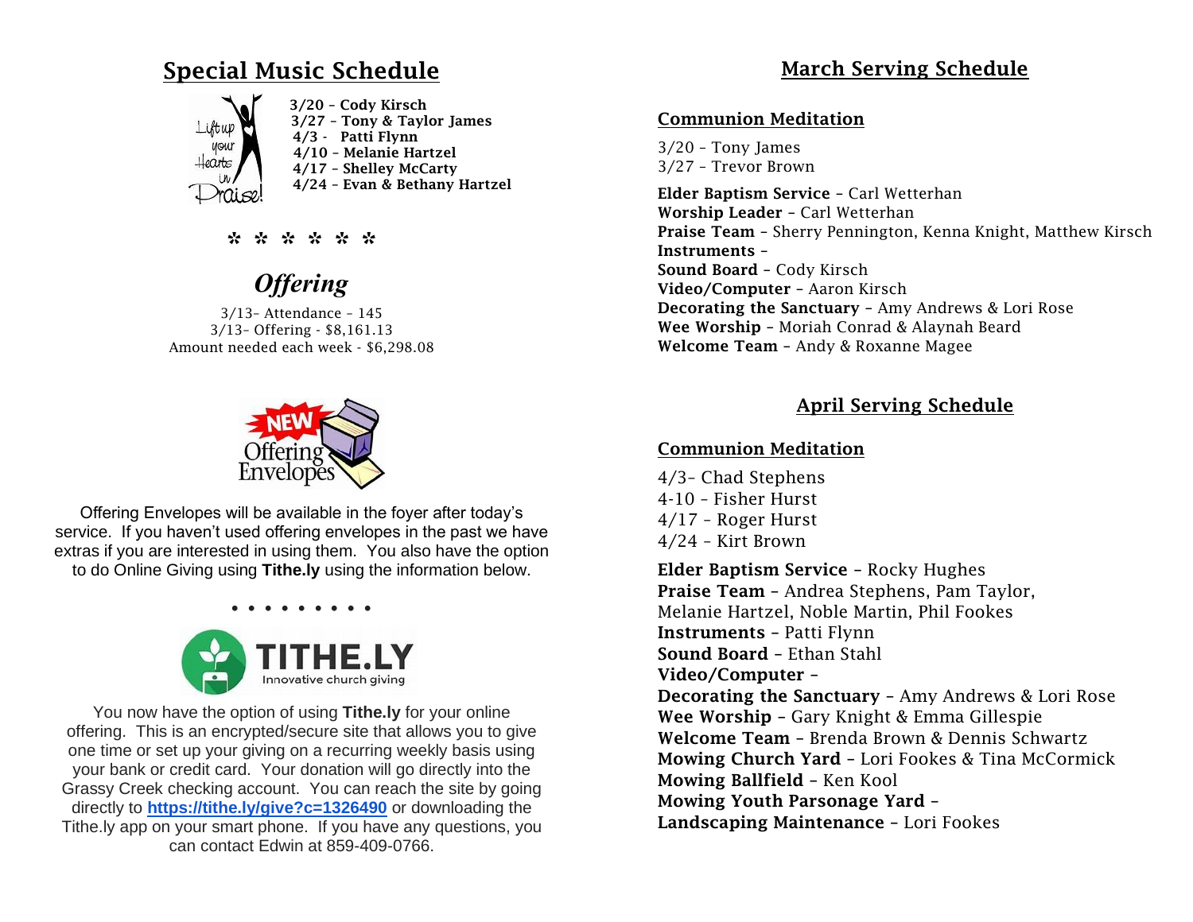## Special Music Schedule

**3/20 – Cody Kirsch**
**3/27 – Tony & Taylor James**
**4/3 - Patti Flynn**
**4/10 – Melanie Hartzel**
**4/17 – Shelley McCarty**
**4/24 – Evan & Bethany Hartzel**

\* \* \* \* \* \*

## *Offering*

3/13- Attendance – 145
3/13- Offering - $8,161.13
Amount needed each week - $6,298.08

Offering Envelopes will be available in the foyer after today's service. If you haven't used offering envelopes in the past we have extras if you are interested in using them. You also have the option to do Online Giving using **Tithe.ly** using the information below.

• • • • • • • • •

You now have the option of using **Tithe.ly** for your online offering. This is an encrypted/secure site that allows you to give one time or set up your giving on a recurring weekly basis using your bank or credit card. Your donation will go directly into the Grassy Creek checking account. You can reach the site by going directly to **https://tithe.ly/give?c=1326490** or downloading the Tithe.ly app on your smart phone. If you have any questions, you can contact Edwin at 859-409-0766.

## March Serving Schedule

### Communion Meditation

3/20 – Tony James
3/27 – Trevor Brown

**Elder Baptism Service** – Carl Wetterhan
**Worship Leader** – Carl Wetterhan
**Praise Team** – Sherry Pennington, Kenna Knight, Matthew Kirsch
**Instruments** –
**Sound Board** – Cody Kirsch
**Video/Computer** – Aaron Kirsch
**Decorating the Sanctuary** – Amy Andrews & Lori Rose
**Wee Worship** – Moriah Conrad & Alaynah Beard
**Welcome Team** – Andy & Roxanne Magee

## April Serving Schedule

### Communion Meditation

4/3- Chad Stephens
4-10 – Fisher Hurst
4/17 – Roger Hurst
4/24 – Kirt Brown

**Elder Baptism Service** – Rocky Hughes
**Praise Team** – Andrea Stephens, Pam Taylor, Melanie Hartzel, Noble Martin, Phil Fookes
**Instruments** – Patti Flynn
**Sound Board** – Ethan Stahl
**Video/Computer** –
**Decorating the Sanctuary** – Amy Andrews & Lori Rose
**Wee Worship** – Gary Knight & Emma Gillespie
**Welcome Team** – Brenda Brown & Dennis Schwartz
**Mowing Church Yard** – Lori Fookes & Tina McCormick
**Mowing Ballfield** – Ken Kool
**Mowing Youth Parsonage Yard** –
**Landscaping Maintenance** – Lori Fookes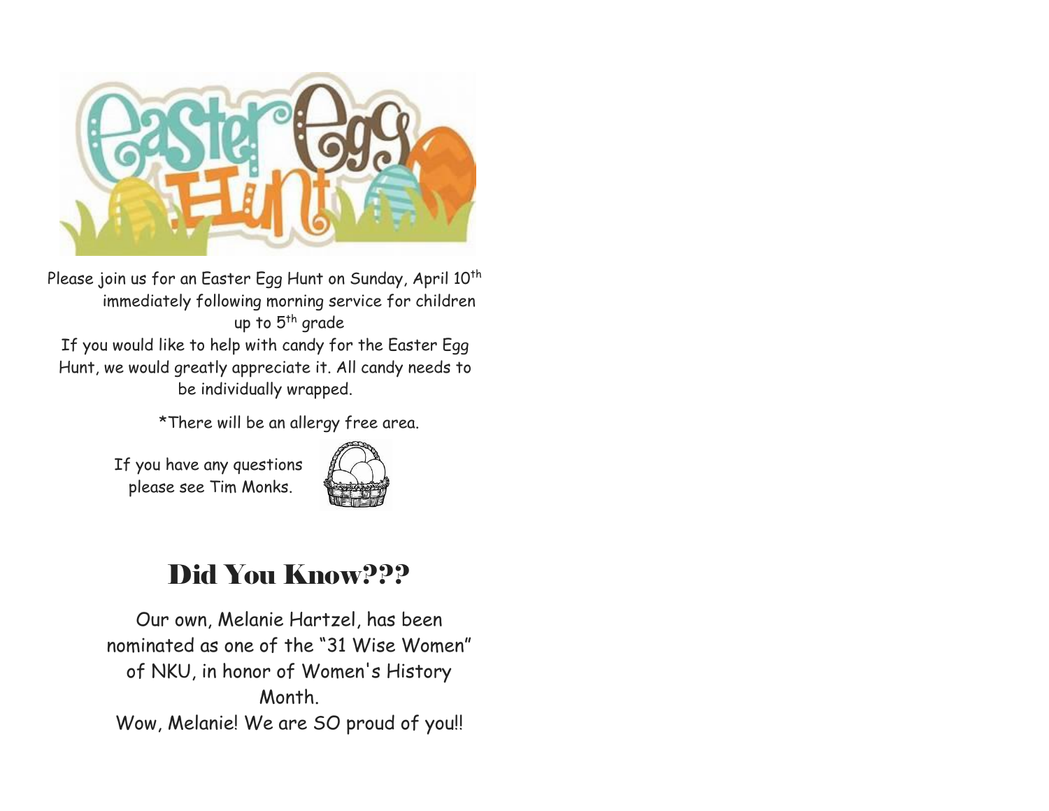Please join us for an Easter Egg Hunt on Sunday, April 10th immediately following morning service for children up to 5th grade

If you would like to help with candy for the Easter Egg Hunt, we would greatly appreciate it. All candy needs to be individually wrapped.

*There will be an allergy free area.

If you have any questions please see Tim Monks.

## Did You Know???

Our own, Melanie Hartzel, has been nominated as one of the "31 Wise Women" of NKU, in honor of Women's History Month.

Wow, Melanie! We are SO proud of you!!